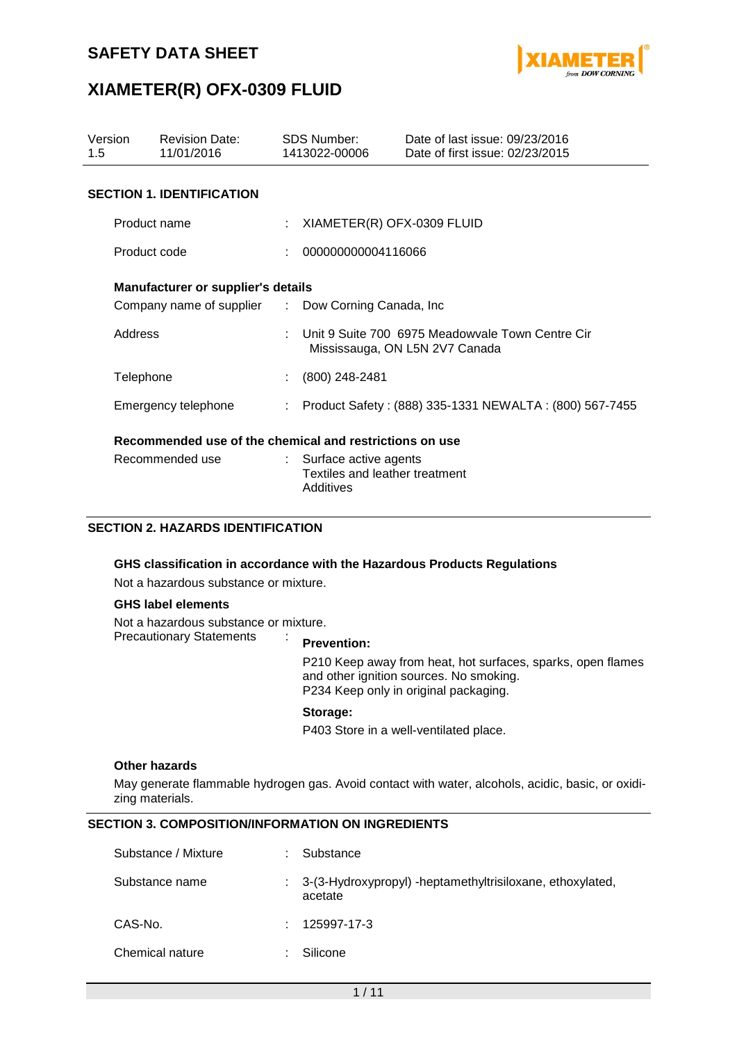# SAFETY DATA SHEET

# XIAMETER(R) OFX-0309 FLUID

| Version | Revision Date: | SDS Number: | Date of last issue: 09/23/2016 |
|---|---|---|---|
| 1.5 | 11/01/2016 | 1413022-00006 | Date of first issue: 02/23/2015 |

## SECTION 1. IDENTIFICATION

Product name : XIAMETER(R) OFX-0309 FLUID

Product code : 000000000004116066

**Manufacturer or supplier's details**

Company name of supplier : Dow Corning Canada, Inc

Address : Unit 9 Suite 700 6975 Meadowvale Town Centre Cir
Mississauga, ON L5N 2V7 Canada

Telephone : (800) 248-2481

Emergency telephone : Product Safety : (888) 335-1331 NEWALTA : (800) 567-7455

**Recommended use of the chemical and restrictions on use**

Recommended use : Surface active agents
Textiles and leather treatment
Additives

## SECTION 2. HAZARDS IDENTIFICATION

**GHS classification in accordance with the Hazardous Products Regulations**

Not a hazardous substance or mixture.

**GHS label elements**

Not a hazardous substance or mixture.

Precautionary Statements :

**Prevention:**

P210 Keep away from heat, hot surfaces, sparks, open flames and other ignition sources. No smoking.
P234 Keep only in original packaging.

**Storage:**

P403 Store in a well-ventilated place.

**Other hazards**

May generate flammable hydrogen gas. Avoid contact with water, alcohols, acidic, basic, or oxidizing materials.

## SECTION 3. COMPOSITION/INFORMATION ON INGREDIENTS

Substance / Mixture : Substance

Substance name : 3-(3-Hydroxypropyl) -heptamethyltrisiloxane, ethoxylated, acetate

CAS-No. : 125997-17-3

Chemical nature : Silicone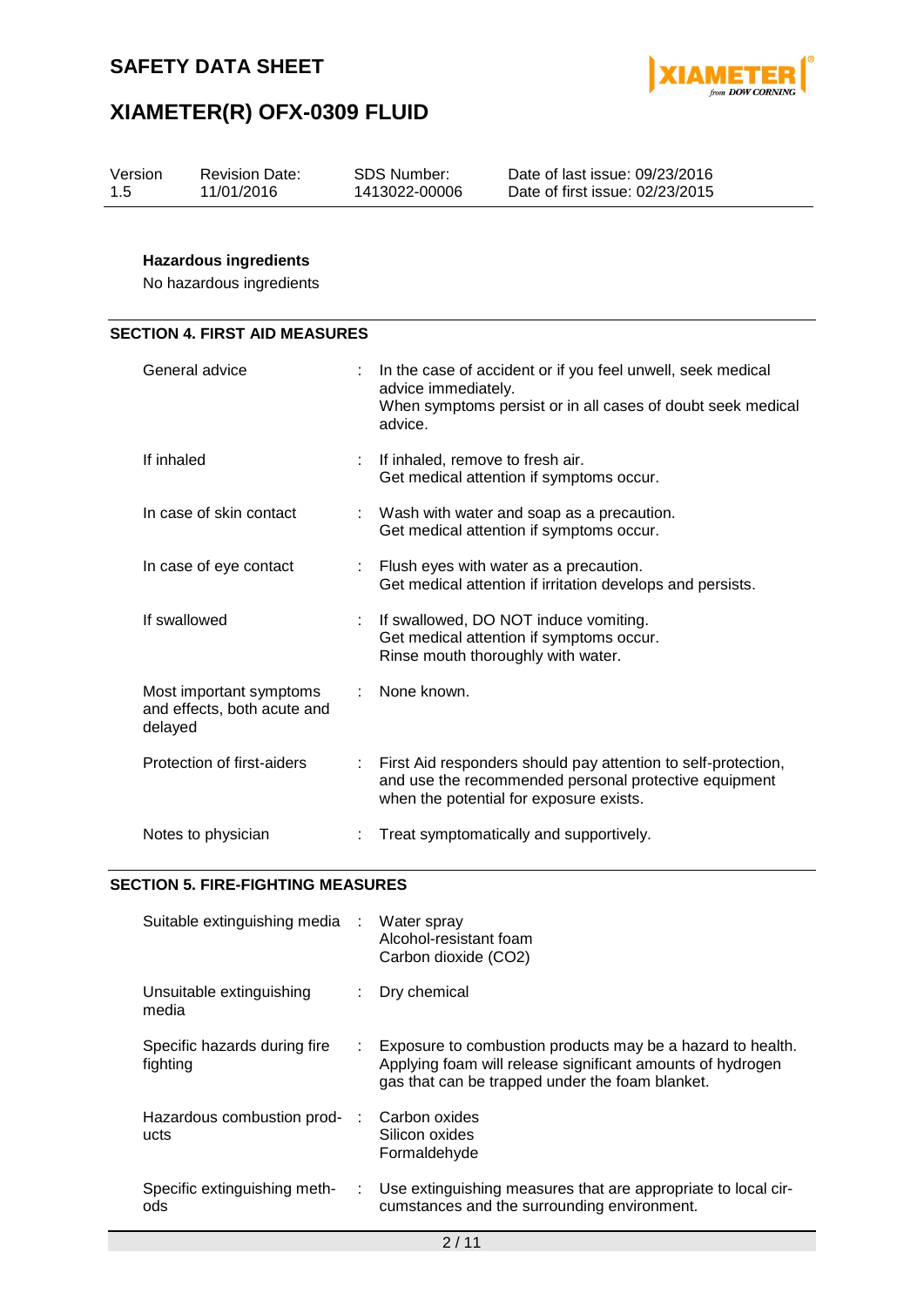| Version | Revision Date: | SDS Number: | Date of last issue: 09/23/2016 |
|---|---|---|---|
| 1.5 | 11/01/2016 | 1413022-00006 | Date of first issue: 02/23/2015 |

**Hazardous ingredients**

No hazardous ingredients

## SECTION 4. FIRST AID MEASURES

| | |
|---|---|
| General advice | In the case of accident or if you feel unwell, seek medical advice immediately.<br>When symptoms persist or in all cases of doubt seek medical advice. |
| If inhaled | If inhaled, remove to fresh air.<br>Get medical attention if symptoms occur. |
| In case of skin contact | Wash with water and soap as a precaution.<br>Get medical attention if symptoms occur. |
| In case of eye contact | Flush eyes with water as a precaution.<br>Get medical attention if irritation develops and persists. |
| If swallowed | If swallowed, DO NOT induce vomiting.<br>Get medical attention if symptoms occur.<br>Rinse mouth thoroughly with water. |
| Most important symptoms and effects, both acute and delayed | None known. |
| Protection of first-aiders | First Aid responders should pay attention to self-protection, and use the recommended personal protective equipment when the potential for exposure exists. |
| Notes to physician | Treat symptomatically and supportively. |

## SECTION 5. FIRE-FIGHTING MEASURES

| | |
|---|---|
| Suitable extinguishing media | Water spray<br>Alcohol-resistant foam<br>Carbon dioxide ($CO_2$) |
| Unsuitable extinguishing media | Dry chemical |
| Specific hazards during fire fighting | Exposure to combustion products may be a hazard to health.<br>Applying foam will release significant amounts of hydrogen gas that can be trapped under the foam blanket. |
| Hazardous combustion products | Carbon oxides<br>Silicon oxides<br>Formaldehyde |
| Specific extinguishing methods | Use extinguishing measures that are appropriate to local circumstances and the surrounding environment. |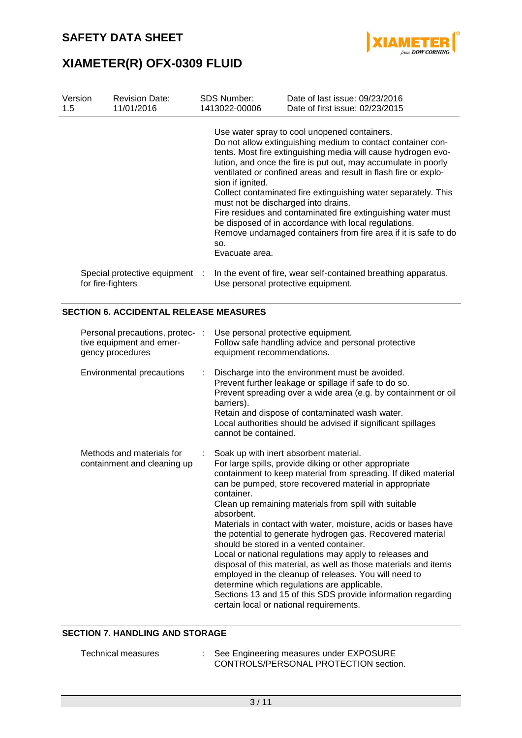Use water spray to cool unopened containers.
Do not allow extinguishing medium to contact container contents. Most fire extinguishing media will cause hydrogen evolution, and once the fire is put out, may accumulate in poorly ventilated or confined areas and result in flash fire or explosion if ignited.
Collect contaminated fire extinguishing water separately. This must not be discharged into drains.
Fire residues and contaminated fire extinguishing water must be disposed of in accordance with local regulations.
Remove undamaged containers from fire area if it is safe to do so.
Evacuate area.

| | | |
|---|---|---|
| Special protective equipment for fire-fighters | : | In the event of fire, wear self-contained breathing apparatus. Use personal protective equipment. |

## SECTION 6. ACCIDENTAL RELEASE MEASURES

| | | |
|---|---|---|
| Personal precautions, protective equipment and emergency procedures | : | Use personal protective equipment. Follow safe handling advice and personal protective equipment recommendations. |
| Environmental precautions | : | Discharge into the environment must be avoided. Prevent further leakage or spillage if safe to do so. Prevent spreading over a wide area (e.g. by containment or oil barriers). Retain and dispose of contaminated wash water. Local authorities should be advised if significant spillages cannot be contained. |
| Methods and materials for containment and cleaning up | : | Soak up with inert absorbent material. For large spills, provide diking or other appropriate containment to keep material from spreading. If diked material can be pumped, store recovered material in appropriate container. Clean up remaining materials from spill with suitable absorbent. Materials in contact with water, moisture, acids or bases have the potential to generate hydrogen gas. Recovered material should be stored in a vented container. Local or national regulations may apply to releases and disposal of this material, as well as those materials and items employed in the cleanup of releases. You will need to determine which regulations are applicable. Sections 13 and 15 of this SDS provide information regarding certain local or national requirements. |

## SECTION 7. HANDLING AND STORAGE

| | | |
|---|---|---|
| Technical measures | : | See Engineering measures under EXPOSURE CONTROLS/PERSONAL PROTECTION section. |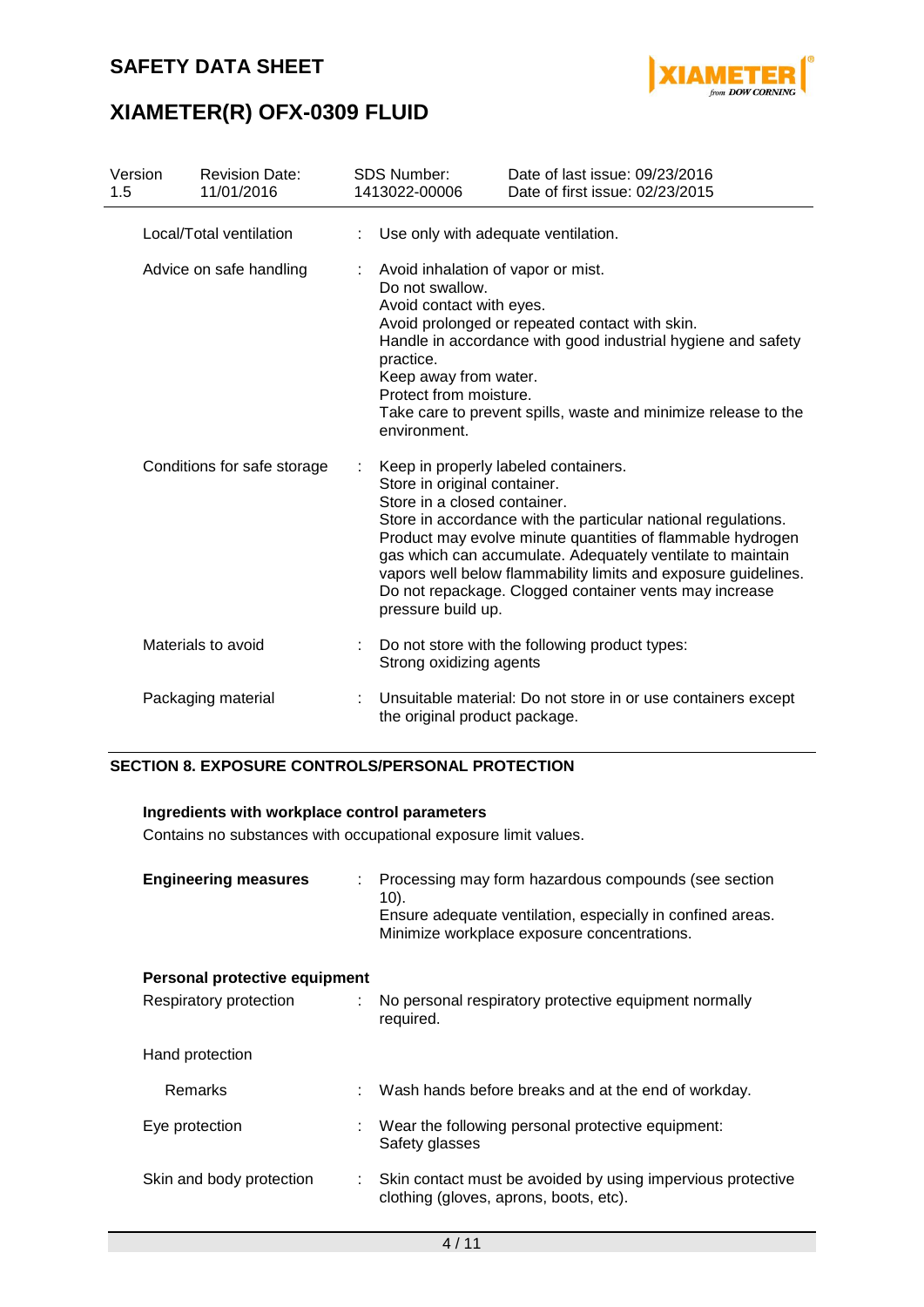| | |
|---|---|
| Local/Total ventilation | : Use only with adequate ventilation. |
| Advice on safe handling | : Avoid inhalation of vapor or mist. Do not swallow. Avoid contact with eyes. Avoid prolonged or repeated contact with skin. Handle in accordance with good industrial hygiene and safety practice. Keep away from water. Protect from moisture. Take care to prevent spills, waste and minimize release to the environment. |
| Conditions for safe storage | : Keep in properly labeled containers. Store in original container. Store in a closed container. Store in accordance with the particular national regulations. Product may evolve minute quantities of flammable hydrogen gas which can accumulate. Adequately ventilate to maintain vapors well below flammability limits and exposure guidelines. Do not repackage. Clogged container vents may increase pressure build up. |
| Materials to avoid | : Do not store with the following product types: Strong oxidizing agents |
| Packaging material | : Unsuitable material: Do not store in or use containers except the original product package. |

## SECTION 8. EXPOSURE CONTROLS/PERSONAL PROTECTION

**Ingredients with workplace control parameters**

Contains no substances with occupational exposure limit values.

| | |
|---|---|
| **Engineering measures** | : Processing may form hazardous compounds (see section 10). Ensure adequate ventilation, especially in confined areas. Minimize workplace exposure concentrations. |

**Personal protective equipment**

| | |
|---|---|
| Respiratory protection | : No personal respiratory protective equipment normally required. |
| Hand protection | |
| Remarks | : Wash hands before breaks and at the end of workday. |
| Eye protection | : Wear the following personal protective equipment: Safety glasses |
| Skin and body protection | : Skin contact must be avoided by using impervious protective clothing (gloves, aprons, boots, etc). |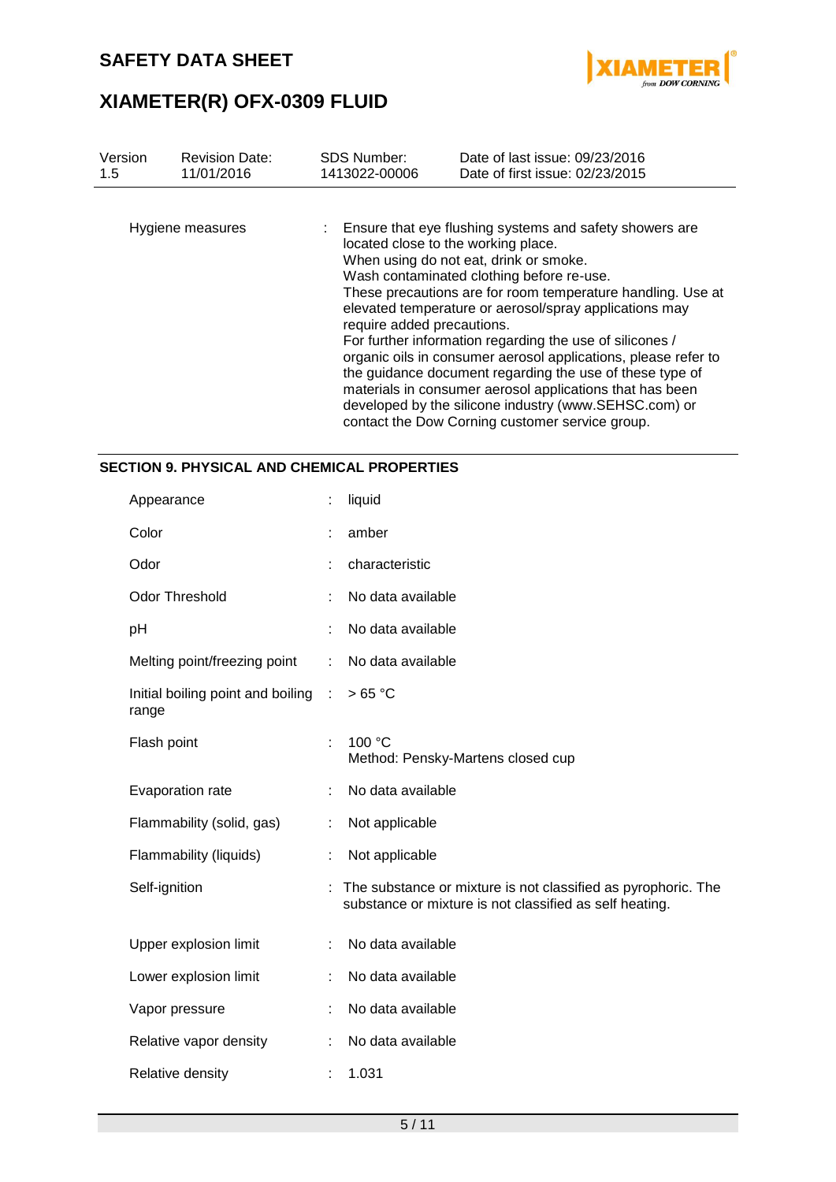| Hygiene measures | : | Ensure that eye flushing systems and safety showers are located close to the working place. When using do not eat, drink or smoke. Wash contaminated clothing before re-use. These precautions are for room temperature handling. Use at elevated temperature or aerosol/spray applications may require added precautions. For further information regarding the use of silicones / organic oils in consumer aerosol applications, please refer to the guidance document regarding the use of these type of materials in consumer aerosol applications that has been developed by the silicone industry (www.SEHSC.com) or contact the Dow Corning customer service group. |
|---|---|---|

## SECTION 9. PHYSICAL AND CHEMICAL PROPERTIES

| Property | | Value |
|---|---|---|
| Appearance | : | liquid |
| Color | : | amber |
| Odor | : | characteristic |
| Odor Threshold | : | No data available |
| pH | : | No data available |
| Melting point/freezing point | : | No data available |
| Initial boiling point and boiling range | : | > 65 °C |
| Flash point | : | 100 °C<br>Method: Pensky-Martens closed cup |
| Evaporation rate | : | No data available |
| Flammability (solid, gas) | : | Not applicable |
| Flammability (liquids) | : | Not applicable |
| Self-ignition | : | The substance or mixture is not classified as pyrophoric. The substance or mixture is not classified as self heating. |
| Upper explosion limit | : | No data available |
| Lower explosion limit | : | No data available |
| Vapor pressure | : | No data available |
| Relative vapor density | : | No data available |
| Relative density | : | 1.031 |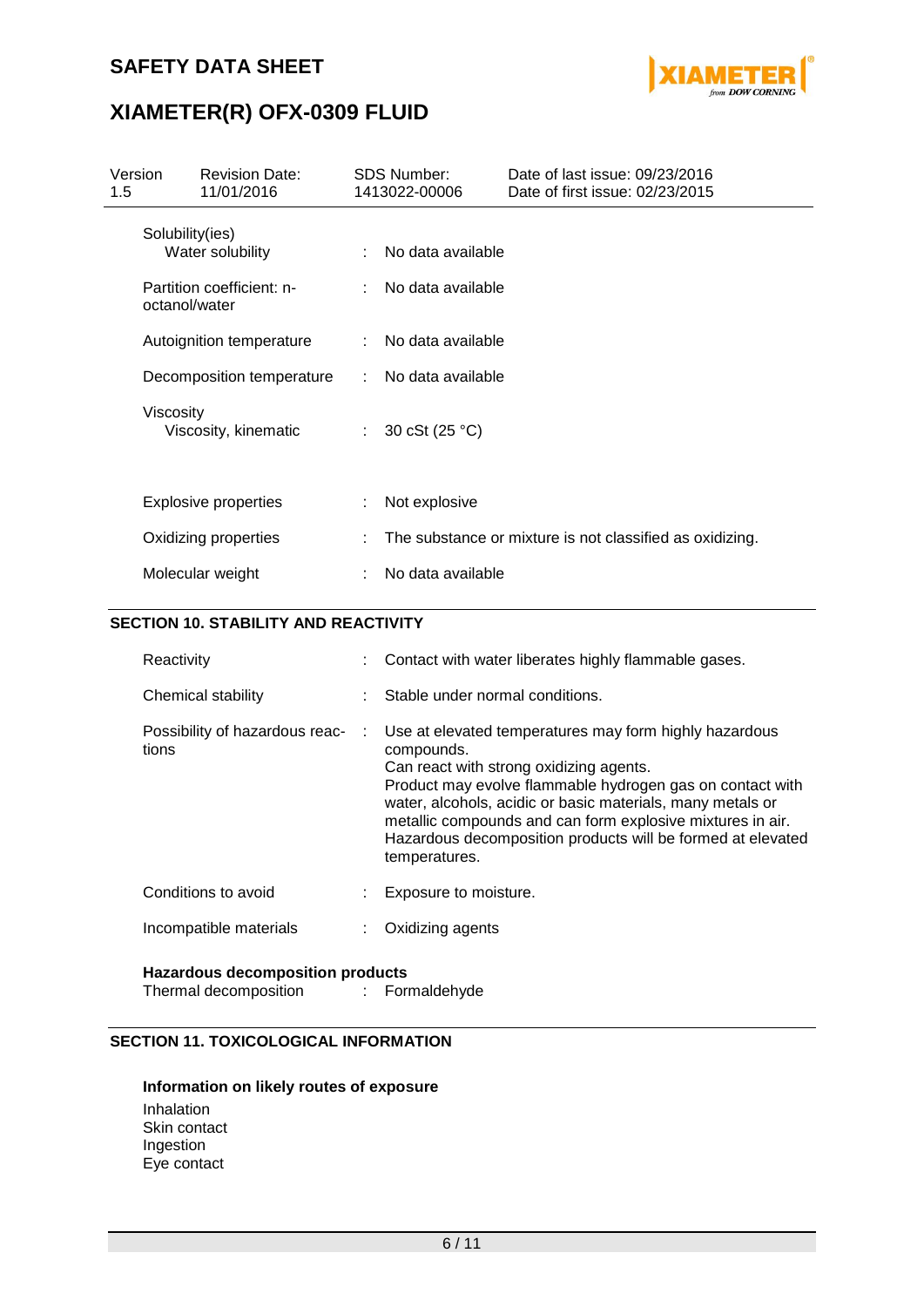| Version 1.5 | Revision Date: 11/01/2016 | SDS Number: 1413022-00006 | Date of last issue: 09/23/2016 Date of first issue: 02/23/2015 |
|---|---|---|---|

Solubility(ies)

| | | |
|---|---|---|
| Water solubility | : | No data available |
| Partition coefficient: n-octanol/water | : | No data available |
| Autoignition temperature | : | No data available |
| Decomposition temperature | : | No data available |

Viscosity

| | | |
|---|---|---|
| Viscosity, kinematic | : | 30 cSt (25 °C) |
| Explosive properties | : | Not explosive |
| Oxidizing properties | : | The substance or mixture is not classified as oxidizing. |
| Molecular weight | : | No data available |

## SECTION 10. STABILITY AND REACTIVITY

| | | |
|---|---|---|
| Reactivity | : | Contact with water liberates highly flammable gases. |
| Chemical stability | : | Stable under normal conditions. |
| Possibility of hazardous reactions | : | Use at elevated temperatures may form highly hazardous compounds. Can react with strong oxidizing agents. Product may evolve flammable hydrogen gas on contact with water, alcohols, acidic or basic materials, many metals or metallic compounds and can form explosive mixtures in air. Hazardous decomposition products will be formed at elevated temperatures. |
| Conditions to avoid | : | Exposure to moisture. |
| Incompatible materials | : | Oxidizing agents |

**Hazardous decomposition products**

| | | |
|---|---|---|
| Thermal decomposition | : | Formaldehyde |

## SECTION 11. TOXICOLOGICAL INFORMATION

**Information on likely routes of exposure**

Inhalation
Skin contact
Ingestion
Eye contact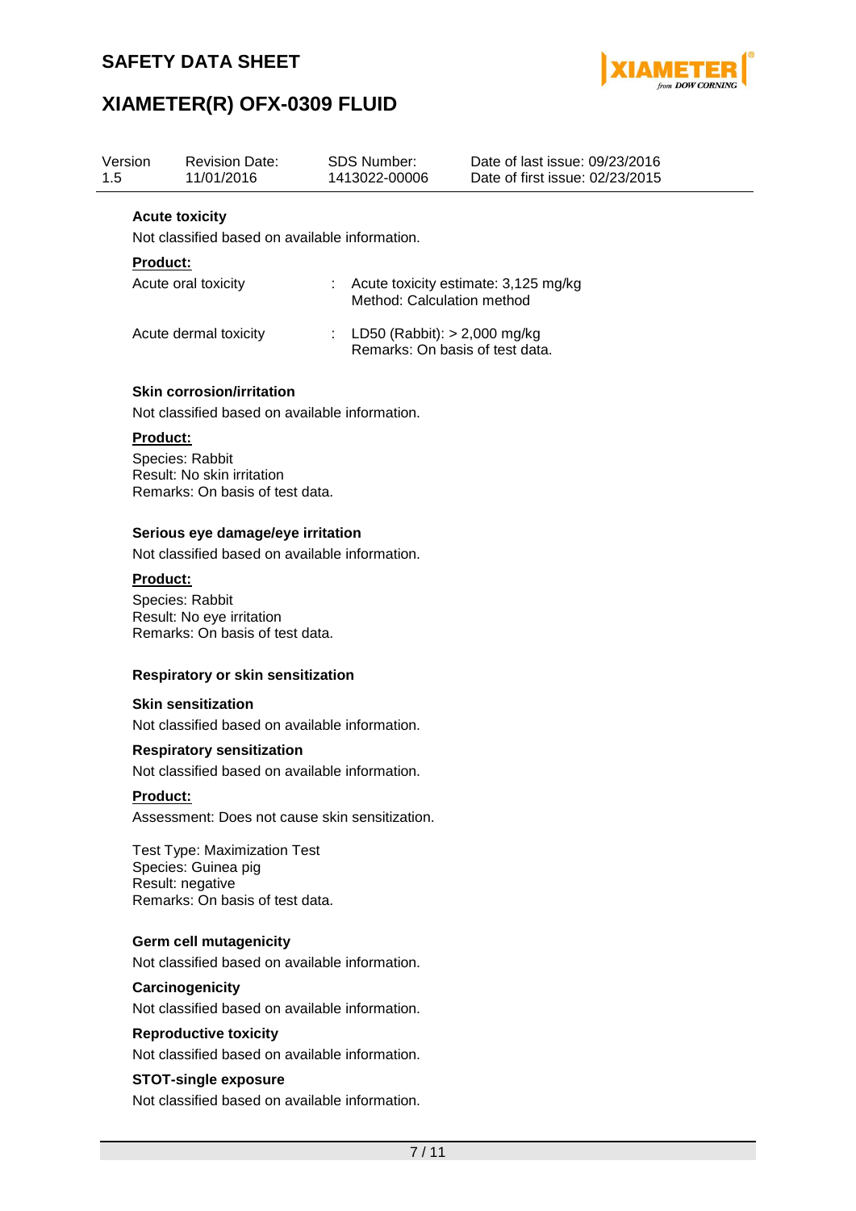**Acute toxicity**

Not classified based on available information.

**Product:**

Acute oral toxicity : Acute toxicity estimate: 3,125 mg/kg
Method: Calculation method

Acute dermal toxicity : LD50 (Rabbit): > 2,000 mg/kg
Remarks: On basis of test data.

**Skin corrosion/irritation**

Not classified based on available information.

**Product:**

Species: Rabbit
Result: No skin irritation
Remarks: On basis of test data.

**Serious eye damage/eye irritation**

Not classified based on available information.

**Product:**

Species: Rabbit
Result: No eye irritation
Remarks: On basis of test data.

**Respiratory or skin sensitization**

**Skin sensitization**

Not classified based on available information.

**Respiratory sensitization**

Not classified based on available information.

**Product:**

Assessment: Does not cause skin sensitization.

Test Type: Maximization Test
Species: Guinea pig
Result: negative
Remarks: On basis of test data.

**Germ cell mutagenicity**

Not classified based on available information.

**Carcinogenicity**

Not classified based on available information.

**Reproductive toxicity**

Not classified based on available information.

**STOT-single exposure**

Not classified based on available information.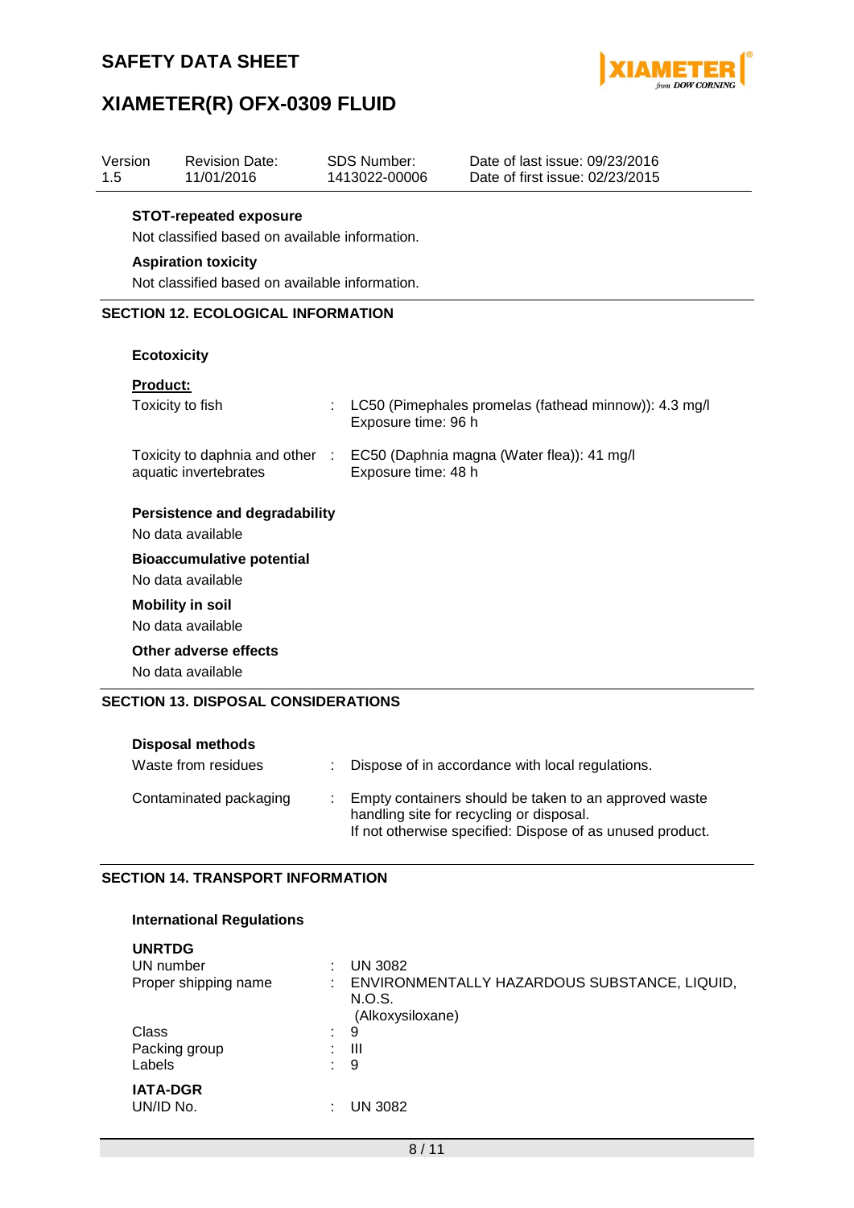| Version 1.5 | Revision Date: 11/01/2016 | SDS Number: 1413022-00006 | Date of last issue: 09/23/2016<br>Date of first issue: 02/23/2015 |
|---|---|---|---|

**STOT-repeated exposure**

Not classified based on available information.

**Aspiration toxicity**

Not classified based on available information.

## SECTION 12. ECOLOGICAL INFORMATION

**Ecotoxicity**

**Product:**

| | | |
|---|---|---|
| Toxicity to fish | : | LC50 (Pimephales promelas (fathead minnow)): 4.3 mg/l<br>Exposure time: 96 h |
| Toxicity to daphnia and other aquatic invertebrates | : | EC50 (Daphnia magna (Water flea)): 41 mg/l<br>Exposure time: 48 h |

**Persistence and degradability**

No data available

**Bioaccumulative potential**

No data available

**Mobility in soil**

No data available

**Other adverse effects**

No data available

## SECTION 13. DISPOSAL CONSIDERATIONS

**Disposal methods**

| | | |
|---|---|---|
| Waste from residues | : | Dispose of in accordance with local regulations. |
| Contaminated packaging | : | Empty containers should be taken to an approved waste handling site for recycling or disposal.<br>If not otherwise specified: Dispose of as unused product. |

## SECTION 14. TRANSPORT INFORMATION

**International Regulations**

**UNRTDG**

| | | |
|---|---|---|
| UN number | : | UN 3082 |
| Proper shipping name | : | ENVIRONMENTALLY HAZARDOUS SUBSTANCE, LIQUID, N.O.S.<br>(Alkoxysiloxane) |
| Class | : | 9 |
| Packing group | : | III |
| Labels | : | 9 |

**IATA-DGR**

| | | |
|---|---|---|
| UN/ID No. | : | UN 3082 |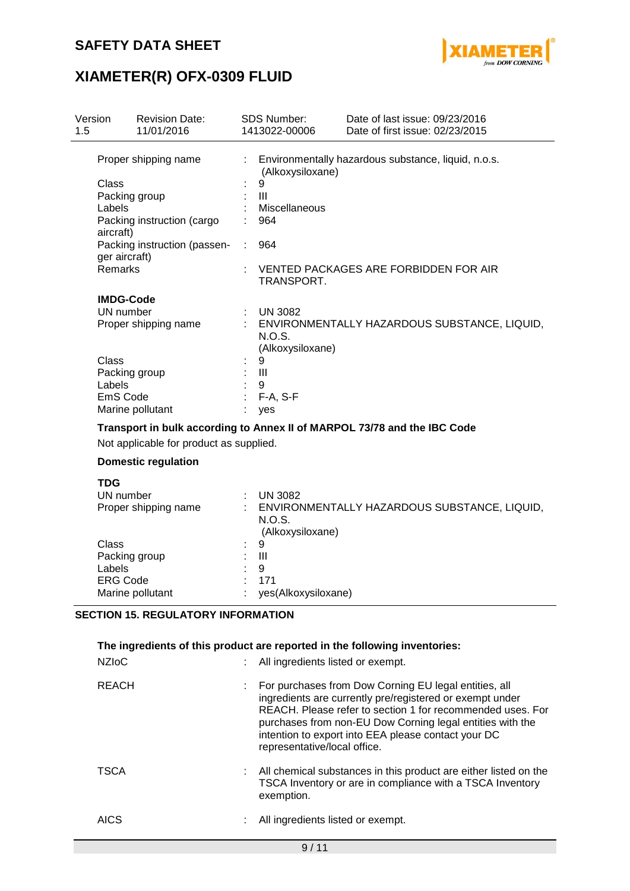| Version 1.5 | Revision Date: 11/01/2016 | SDS Number: 1413022-00006 | Date of last issue: 09/23/2016 Date of first issue: 02/23/2015 |
|---|---|---|---|

Proper shipping name : Environmentally hazardous substance, liquid, n.o.s. (Alkoxysiloxane)
Class : 9
Packing group : III
Labels : Miscellaneous
Packing instruction (cargo aircraft) : 964
Packing instruction (passenger aircraft) : 964
Remarks : VENTED PACKAGES ARE FORBIDDEN FOR AIR TRANSPORT.

**IMDG-Code**

UN number : UN 3082
Proper shipping name : ENVIRONMENTALLY HAZARDOUS SUBSTANCE, LIQUID, N.O.S. (Alkoxysiloxane)
Class : 9
Packing group : III
Labels : 9
EmS Code : F-A, S-F
Marine pollutant : yes

**Transport in bulk according to Annex II of MARPOL 73/78 and the IBC Code**

Not applicable for product as supplied.

**Domestic regulation**

**TDG**

UN number : UN 3082
Proper shipping name : ENVIRONMENTALLY HAZARDOUS SUBSTANCE, LIQUID, N.O.S. (Alkoxysiloxane)
Class : 9
Packing group : III
Labels : 9
ERG Code : 171
Marine pollutant : yes(Alkoxysiloxane)

## SECTION 15. REGULATORY INFORMATION

**The ingredients of this product are reported in the following inventories:**

NZIoC : All ingredients listed or exempt.

REACH : For purchases from Dow Corning EU legal entities, all ingredients are currently pre/registered or exempt under REACH. Please refer to section 1 for recommended uses. For purchases from non-EU Dow Corning legal entities with the intention to export into EEA please contact your DC representative/local office.

TSCA : All chemical substances in this product are either listed on the TSCA Inventory or are in compliance with a TSCA Inventory exemption.

AICS : All ingredients listed or exempt.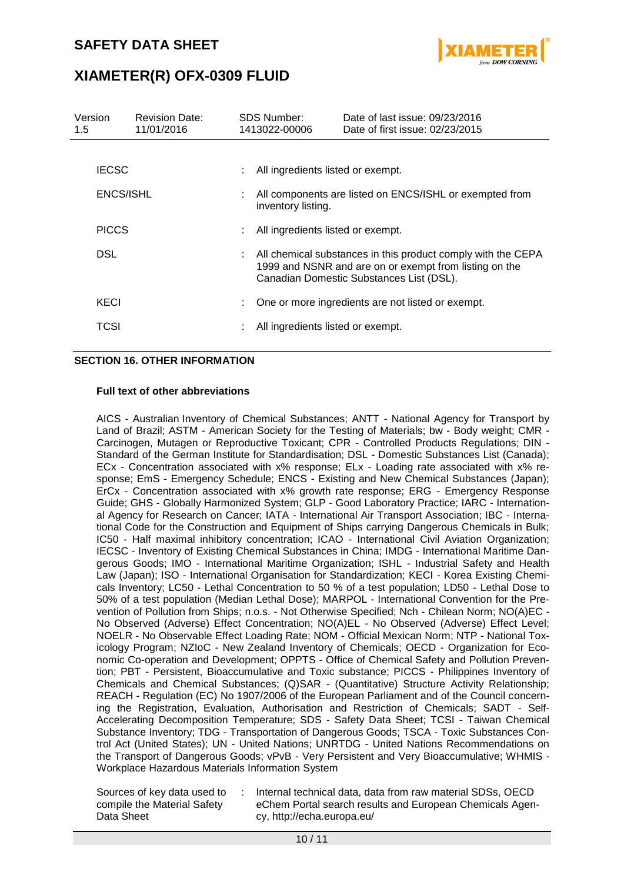| Version | Revision Date: | SDS Number: | Date of last issue: 09/23/2016 |
| --- | --- | --- | --- |
| 1.5 | 11/01/2016 | 1413022-00006 | Date of first issue: 02/23/2015 |

IECSC : All ingredients listed or exempt.

ENCS/ISHL : All components are listed on ENCS/ISHL or exempted from inventory listing.

PICCS : All ingredients listed or exempt.

DSL : All chemical substances in this product comply with the CEPA 1999 and NSNR and are on or exempt from listing on the Canadian Domestic Substances List (DSL).

KECI : One or more ingredients are not listed or exempt.

TCSI : All ingredients listed or exempt.

## SECTION 16. OTHER INFORMATION

**Full text of other abbreviations**

AICS - Australian Inventory of Chemical Substances; ANTT - National Agency for Transport by Land of Brazil; ASTM - American Society for the Testing of Materials; bw - Body weight; CMR - Carcinogen, Mutagen or Reproductive Toxicant; CPR - Controlled Products Regulations; DIN - Standard of the German Institute for Standardisation; DSL - Domestic Substances List (Canada); ECx - Concentration associated with x% response; ELx - Loading rate associated with x% response; EmS - Emergency Schedule; ENCS - Existing and New Chemical Substances (Japan); ErCx - Concentration associated with x% growth rate response; ERG - Emergency Response Guide; GHS - Globally Harmonized System; GLP - Good Laboratory Practice; IARC - International Agency for Research on Cancer; IATA - International Air Transport Association; IBC - International Code for the Construction and Equipment of Ships carrying Dangerous Chemicals in Bulk; IC50 - Half maximal inhibitory concentration; ICAO - International Civil Aviation Organization; IECSC - Inventory of Existing Chemical Substances in China; IMDG - International Maritime Dangerous Goods; IMO - International Maritime Organization; ISHL - Industrial Safety and Health Law (Japan); ISO - International Organisation for Standardization; KECI - Korea Existing Chemicals Inventory; LC50 - Lethal Concentration to 50 % of a test population; LD50 - Lethal Dose to 50% of a test population (Median Lethal Dose); MARPOL - International Convention for the Prevention of Pollution from Ships; n.o.s. - Not Otherwise Specified; Nch - Chilean Norm; NO(A)EC - No Observed (Adverse) Effect Concentration; NO(A)EL - No Observed (Adverse) Effect Level; NOELR - No Observable Effect Loading Rate; NOM - Official Mexican Norm; NTP - National Toxicology Program; NZIoC - New Zealand Inventory of Chemicals; OECD - Organization for Economic Co-operation and Development; OPPTS - Office of Chemical Safety and Pollution Prevention; PBT - Persistent, Bioaccumulative and Toxic substance; PICCS - Philippines Inventory of Chemicals and Chemical Substances; (Q)SAR - (Quantitative) Structure Activity Relationship; REACH - Regulation (EC) No 1907/2006 of the European Parliament and of the Council concerning the Registration, Evaluation, Authorisation and Restriction of Chemicals; SADT - Self-Accelerating Decomposition Temperature; SDS - Safety Data Sheet; TCSI - Taiwan Chemical Substance Inventory; TDG - Transportation of Dangerous Goods; TSCA - Toxic Substances Control Act (United States); UN - United Nations; UNRTDG - United Nations Recommendations on the Transport of Dangerous Goods; vPvB - Very Persistent and Very Bioaccumulative; WHMIS - Workplace Hazardous Materials Information System

Sources of key data used to compile the Material Safety Data Sheet : Internal technical data, data from raw material SDSs, OECD eChem Portal search results and European Chemicals Agency, http://echa.europa.eu/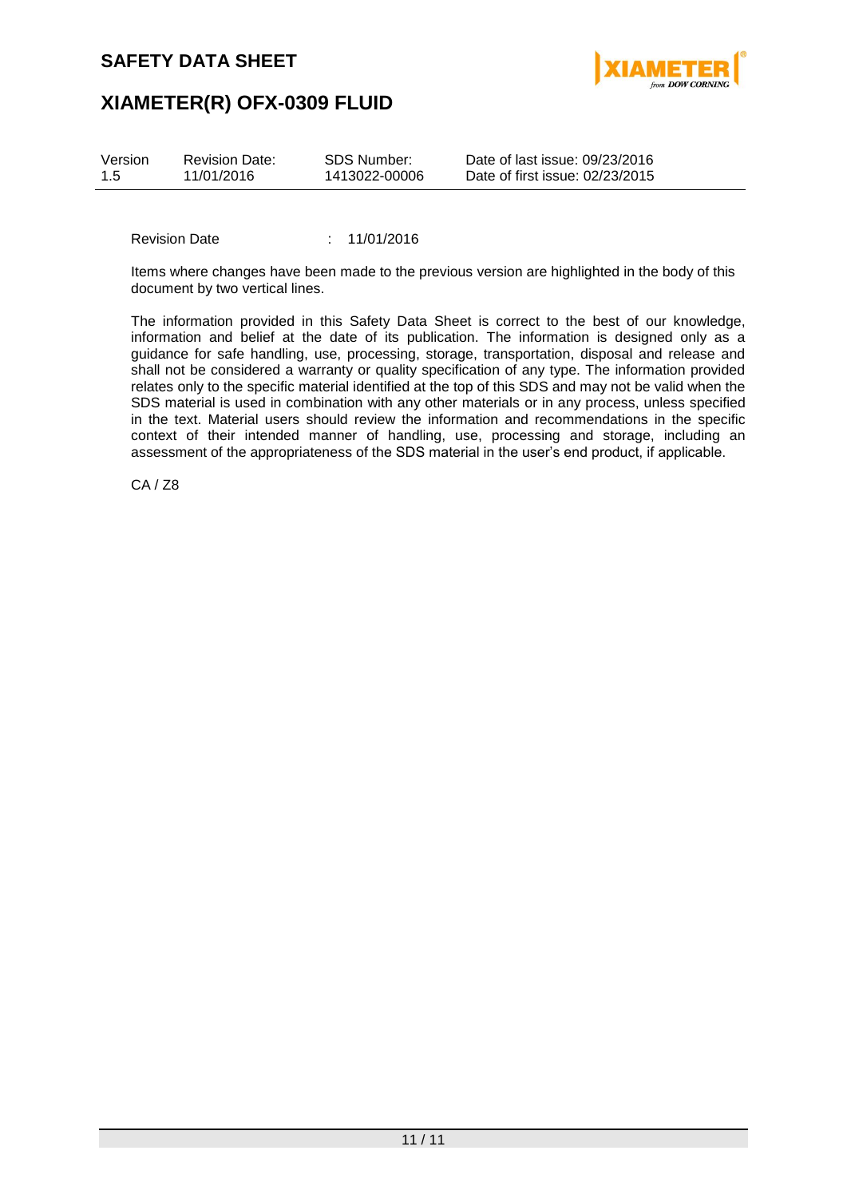Revision Date : 11/01/2016

Items where changes have been made to the previous version are highlighted in the body of this document by two vertical lines.

The information provided in this Safety Data Sheet is correct to the best of our knowledge, information and belief at the date of its publication. The information is designed only as a guidance for safe handling, use, processing, storage, transportation, disposal and release and shall not be considered a warranty or quality specification of any type. The information provided relates only to the specific material identified at the top of this SDS and may not be valid when the SDS material is used in combination with any other materials or in any process, unless specified in the text. Material users should review the information and recommendations in the specific context of their intended manner of handling, use, processing and storage, including an assessment of the appropriateness of the SDS material in the user's end product, if applicable.

CA / Z8